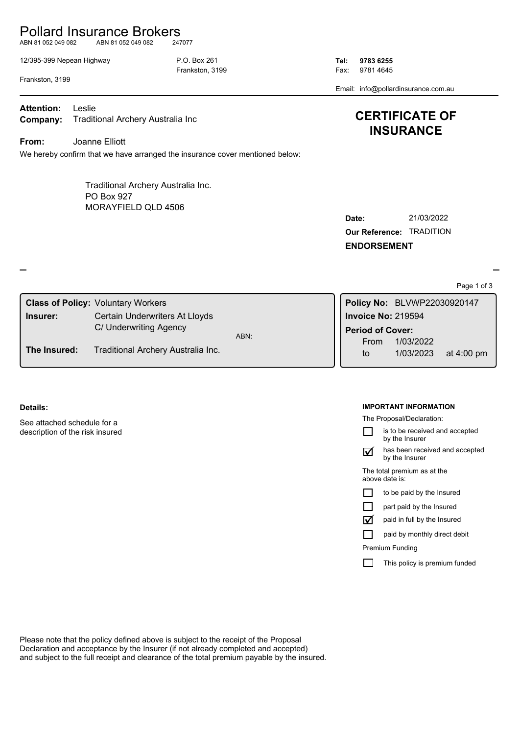# Pollard Insurance Brokers

ABN 81 052 049 082 ABN 81 052 049 082 247077

12/395-399 Nepean Highway
Frankston, 3199

P.O. Box 261
Frankston, 3199

**Tel:** **9783 6255**
Fax: 9781 4645
Email: info@pollardinsurance.com.au

**Attention:** Leslie
**Company:** Traditional Archery Australia Inc

**From:** Joanne Elliott

## CERTIFICATE OF INSURANCE

We hereby confirm that we have arranged the insurance cover mentioned below:

Traditional Archery Australia Inc.
PO Box 927
MORAYFIELD QLD 4506

**Date:** 21/03/2022
**Our Reference:** TRADITION
**ENDORSEMENT**

| | |
|---|---|
| **Class of Policy:** | Voluntary Workers |
| **Insurer:** | Certain Underwriters At Lloyds C/ Underwriting Agency |
| ABN: | |
| **The Insured:** | Traditional Archery Australia Inc. |

**Policy No:** BLVWP22030920147
**Invoice No:** 219594
**Period of Cover:**
From 1/03/2022
to 1/03/2023 at 4:00 pm

**Details:**

See attached schedule for a description of the risk insured

**IMPORTANT INFORMATION**

The Proposal/Declaration:

- ☐ is to be received and accepted by the Insurer
- ☑ has been received and accepted by the Insurer

The total premium as at the above date is:

- ☐ to be paid by the Insured
- ☐ part paid by the Insured
- ☑ paid in full by the Insured
- ☐ paid by monthly direct debit

Premium Funding

- ☐ This policy is premium funded

Please note that the policy defined above is subject to the receipt of the Proposal Declaration and acceptance by the Insurer (if not already completed and accepted) and subject to the full receipt and clearance of the total premium payable by the insured.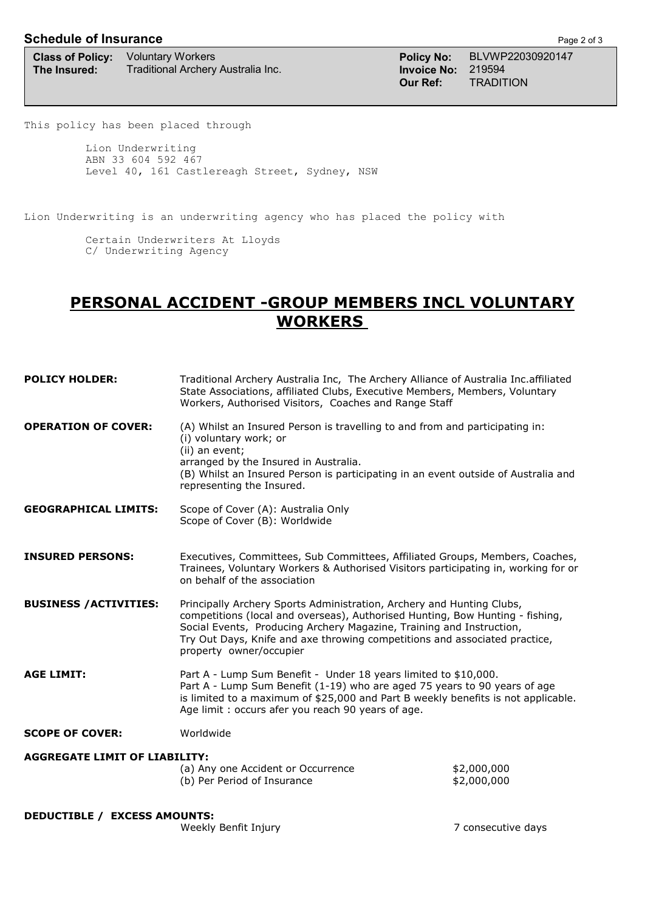| **Class of Policy:** | Voluntary Workers | **Policy No:** | BLVWP22030920147 |
| --- | --- | --- | --- |
| **The Insured:** | Traditional Archery Australia Inc. | **Invoice No:** | 219594 |
| | | **Our Ref:** | TRADITION |

This policy has been placed through

Lion Underwriting
ABN 33 604 592 467
Level 40, 161 Castlereagh Street, Sydney, NSW

Lion Underwriting is an underwriting agency who has placed the policy with

Certain Underwriters At Lloyds
C/ Underwriting Agency

# PERSONAL ACCIDENT -GROUP MEMBERS INCL VOLUNTARY WORKERS

**POLICY HOLDER:** Traditional Archery Australia Inc, The Archery Alliance of Australia Inc.affiliated State Associations, affiliated Clubs, Executive Members, Members, Voluntary Workers, Authorised Visitors, Coaches and Range Staff

**OPERATION OF COVER:** (A) Whilst an Insured Person is travelling to and from and participating in:
(i) voluntary work; or
(ii) an event;
arranged by the Insured in Australia.
(B) Whilst an Insured Person is participating in an event outside of Australia and representing the Insured.

**GEOGRAPHICAL LIMITS:** Scope of Cover (A): Australia Only
Scope of Cover (B): Worldwide

**INSURED PERSONS:** Executives, Committees, Sub Committees, Affiliated Groups, Members, Coaches, Trainees, Voluntary Workers & Authorised Visitors participating in, working for or on behalf of the association

**BUSINESS /ACTIVITIES:** Principally Archery Sports Administration, Archery and Hunting Clubs, competitions (local and overseas), Authorised Hunting, Bow Hunting - fishing, Social Events, Producing Archery Magazine, Training and Instruction, Try Out Days, Knife and axe throwing competitions and associated practice, property owner/occupier

**AGE LIMIT:** Part A - Lump Sum Benefit - Under 18 years limited to $10,000.
Part A - Lump Sum Benefit (1-19) who are aged 75 years to 90 years of age is limited to a maximum of $25,000 and Part B weekly benefits is not applicable.
Age limit : occurs afer you reach 90 years of age.

**SCOPE OF COVER:** Worldwide

**AGGREGATE LIMIT OF LIABILITY:**

| | |
| --- | --- |
| (a) Any one Accident or Occurrence | $2,000,000 |
| (b) Per Period of Insurance | $2,000,000 |

**DEDUCTIBLE / EXCESS AMOUNTS:**

| | |
| --- | --- |
| Weekly Benfit Injury | 7 consecutive days |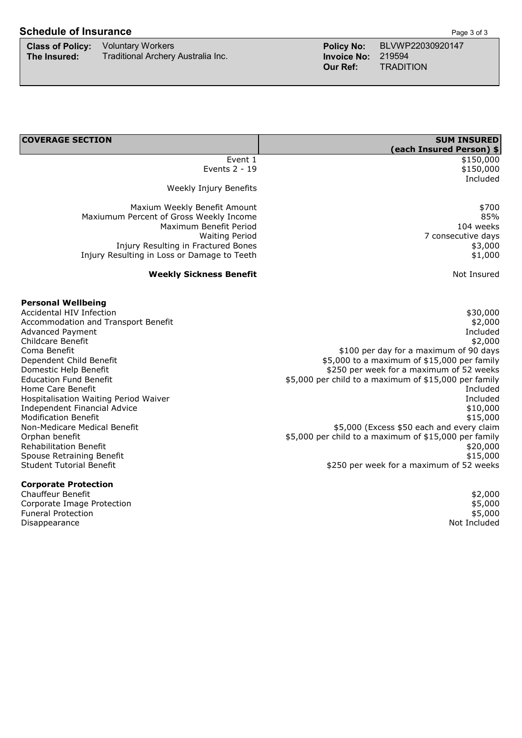## Schedule of Insurance

| | | | |
|---|---|---|---|
| **Class of Policy:** | Voluntary Workers | **Policy No:** | BLVWP22030920147 |
| **The Insured:** | Traditional Archery Australia Inc. | **Invoice No:** | 219594 |
| | | **Our Ref:** | TRADITION |

| **COVERAGE SECTION** | **SUM INSURED (each Insured Person) $** |
|---|---|
| Event 1 | $150,000 |
| Events 2 - 19 | $150,000 |
| Weekly Injury Benefits | Included |
| Maxium Weekly Benefit Amount | $700 |
| Maxiumum Percent of Gross Weekly Income | 85% |
| Maximum Benefit Period | 104 weeks |
| Waiting Period | 7 consecutive days |
| Injury Resulting in Fractured Bones | $3,000 |
| Injury Resulting in Loss or Damage to Teeth | $1,000 |
| **Weekly Sickness Benefit** | Not Insured |
| **Personal Wellbeing** | |
| Accidental HIV Infection | $30,000 |
| Accommodation and Transport Benefit | $2,000 |
| Advanced Payment | Included |
| Childcare Benefit | $2,000 |
| Coma Benefit | $100 per day for a maximum of 90 days |
| Dependent Child Benefit | $5,000 to a maximum of $15,000 per family |
| Domestic Help Benefit | $250 per week for a maximum of 52 weeks |
| Education Fund Benefit | $5,000 per child to a maximum of $15,000 per family |
| Home Care Benefit | Included |
| Hospitalisation Waiting Period Waiver | Included |
| Independent Financial Advice | $10,000 |
| Modification Benefit | $15,000 |
| Non-Medicare Medical Benefit | $5,000 (Excess $50 each and every claim |
| Orphan benefit | $5,000 per child to a maximum of $15,000 per family |
| Rehabilitation Benefit | $20,000 |
| Spouse Retraining Benefit | $15,000 |
| Student Tutorial Benefit | $250 per week for a maximum of 52 weeks |
| **Corporate Protection** | |
| Chauffeur Benefit | $2,000 |
| Corporate Image Protection | $5,000 |
| Funeral Protection | $5,000 |
| Disappearance | Not Included |